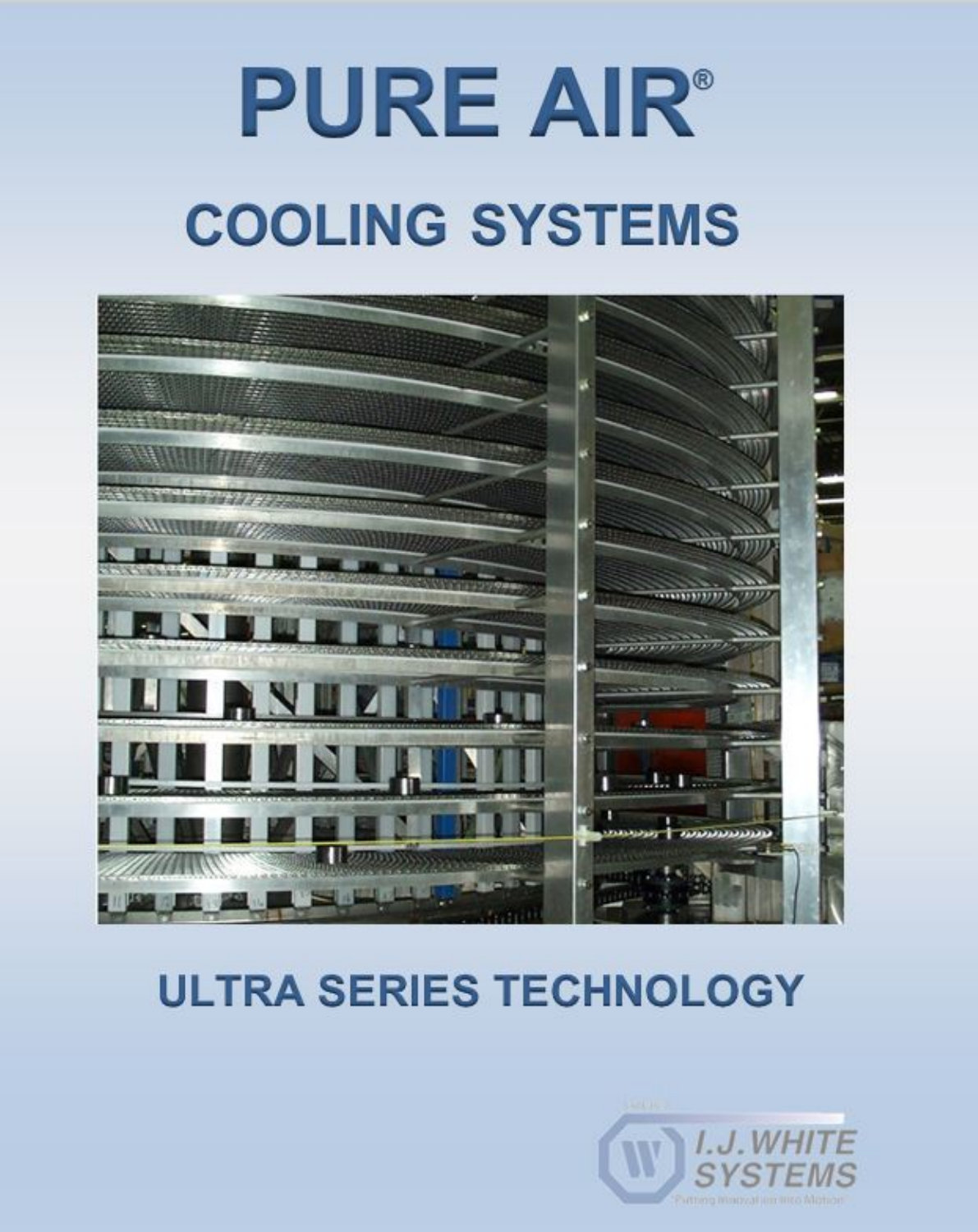# PURE AIR®

## COOLING SYSTEMS

## ULTRA SERIES TECHNOLOGY

I.J.WHITE SYSTEMS

"Putting Innovation into Motion"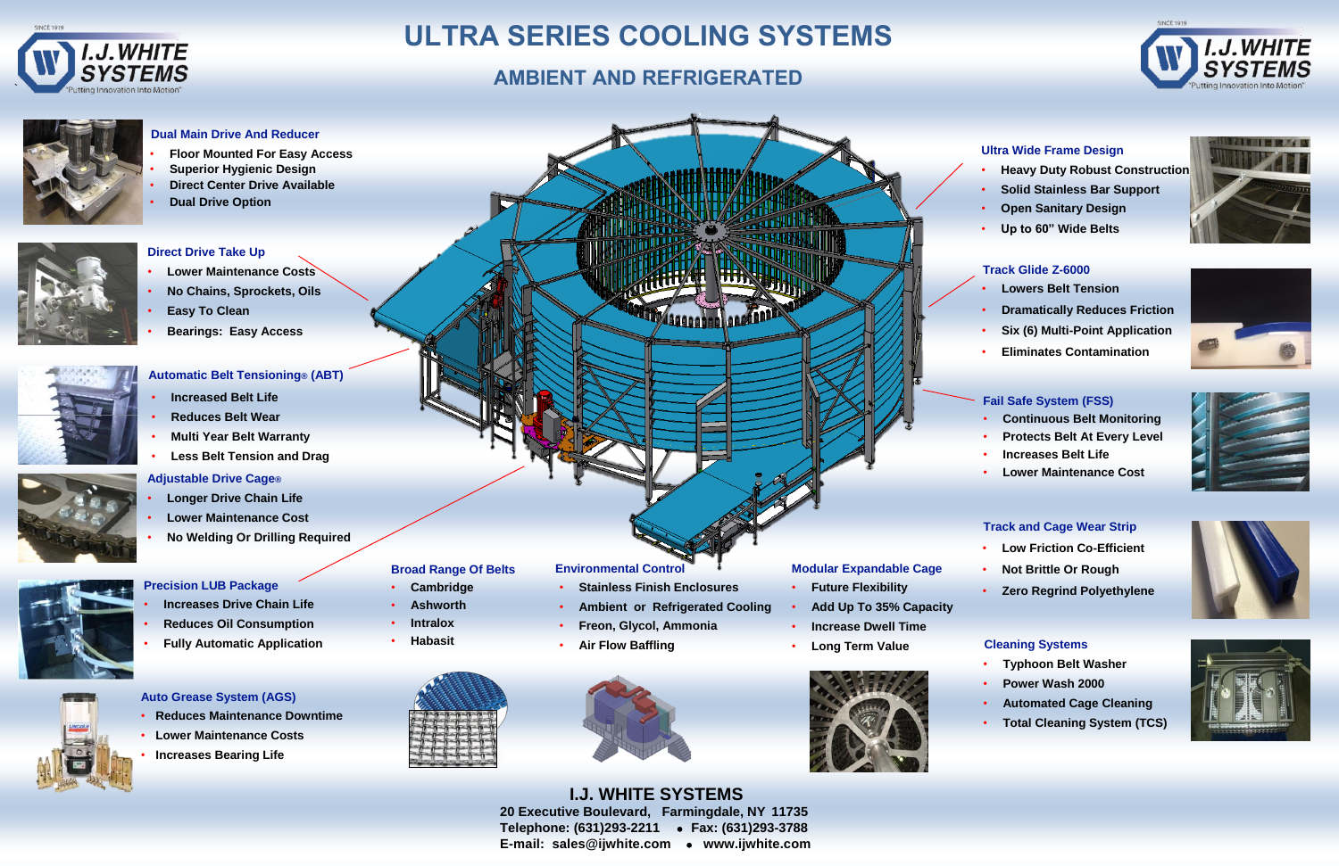# ULTRA SERIES COOLING SYSTEMS

## AMBIENT AND REFRIGERATED

### Dual Main Drive And Reducer
- Floor Mounted For Easy Access
- Superior Hygienic Design
- Direct Center Drive Available
- Dual Drive Option

### Direct Drive Take Up
- Lower Maintenance Costs
- No Chains, Sprockets, Oils
- Easy To Clean
- Bearings: Easy Access

### Automatic Belt Tensioning® (ABT)
- Increased Belt Life
- Reduces Belt Wear
- Multi Year Belt Warranty
- Less Belt Tension and Drag

### Adjustable Drive Cage®
- Longer Drive Chain Life
- Lower Maintenance Cost
- No Welding Or Drilling Required

### Precision LUB Package
- Increases Drive Chain Life
- Reduces Oil Consumption
- Fully Automatic Application

### Auto Grease System (AGS)
- Reduces Maintenance Downtime
- Lower Maintenance Costs
- Increases Bearing Life

### Broad Range Of Belts
- Cambridge
- Ashworth
- Intralox
- Habasit

### Environmental Control
- Stainless Finish Enclosures
- Ambient or Refrigerated Cooling
- Freon, Glycol, Ammonia
- Air Flow Baffling

### Modular Expandable Cage
- Future Flexibility
- Add Up To 35% Capacity
- Increase Dwell Time
- Long Term Value

### Ultra Wide Frame Design
- Heavy Duty Robust Construction
- Solid Stainless Bar Support
- Open Sanitary Design
- Up to 60" Wide Belts

### Track Glide Z-6000
- Lowers Belt Tension
- Dramatically Reduces Friction
- Six (6) Multi-Point Application
- Eliminates Contamination

### Fail Safe System (FSS)
- Continuous Belt Monitoring
- Protects Belt At Every Level
- Increases Belt Life
- Lower Maintenance Cost

### Track and Cage Wear Strip
- Low Friction Co-Efficient
- Not Brittle Or Rough
- Zero Regrind Polyethylene

### Cleaning Systems
- Typhoon Belt Washer
- Power Wash 2000
- Automated Cage Cleaning
- Total Cleaning System (TCS)

**I.J. WHITE SYSTEMS**
20 Executive Boulevard, Farmingdale, NY 11735
Telephone: (631)293-2211 • Fax: (631)293-3788
E-mail: sales@ijwhite.com • www.ijwhite.com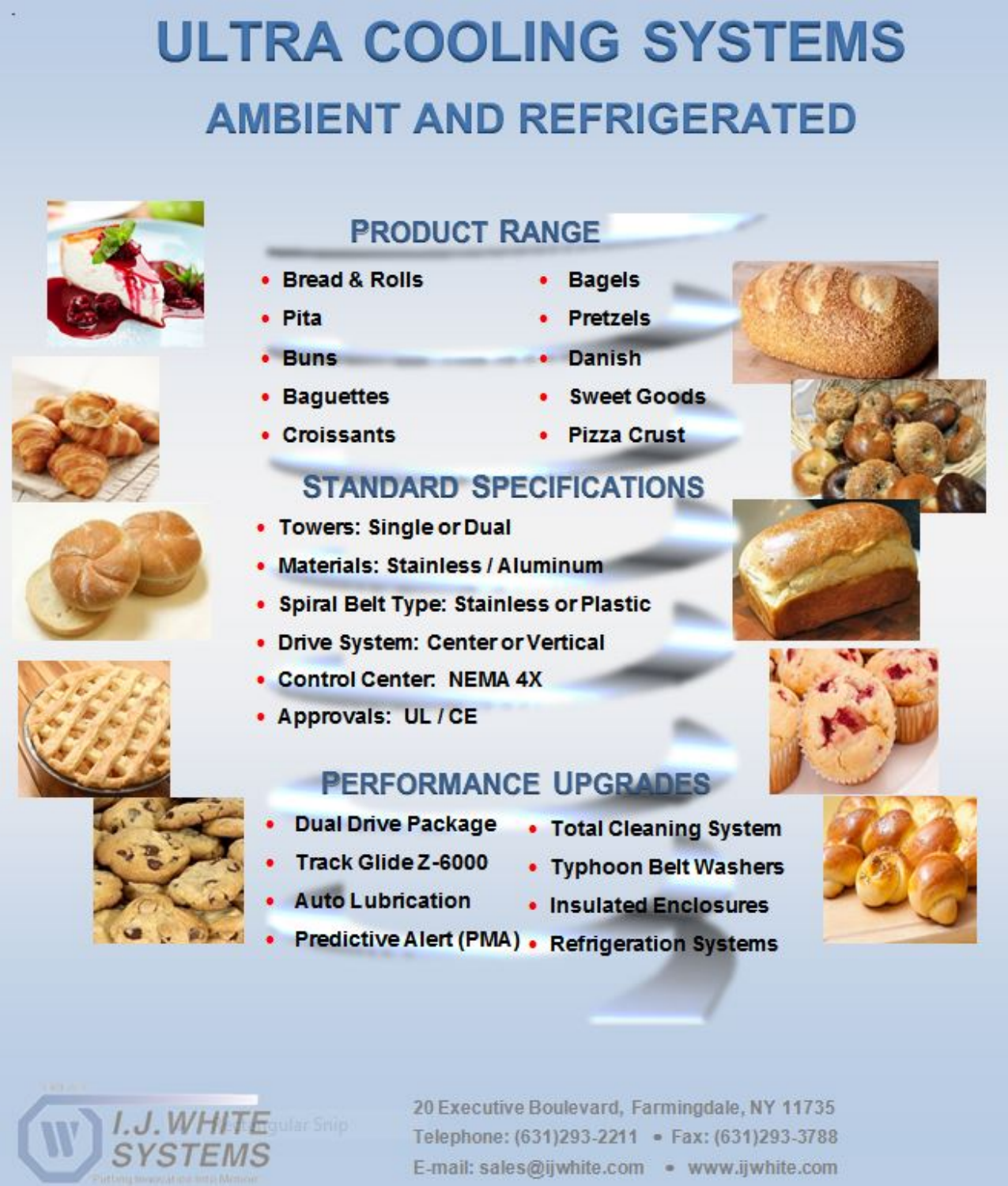# ULTRA COOLING SYSTEMS

## AMBIENT AND REFRIGERATED

### PRODUCT RANGE

- Bread & Rolls
- Pita
- Buns
- Baguettes
- Croissants
- Bagels
- Pretzels
- Danish
- Sweet Goods
- Pizza Crust

### STANDARD SPECIFICATIONS

- Towers: Single or Dual
- Materials: Stainless / Aluminum
- Spiral Belt Type: Stainless or Plastic
- Drive System: Center or Vertical
- Control Center: NEMA 4X
- Approvals: UL / CE

### PERFORMANCE UPGRADES

- Dual Drive Package
- Track Glide Z-6000
- Auto Lubrication
- Predictive Alert (PMA)
- Total Cleaning System
- Typhoon Belt Washers
- Insulated Enclosures
- Refrigeration Systems

I.J. WHITE SYSTEMS

20 Executive Boulevard, Farmingdale, NY 11735

Telephone: (631)293-2211 • Fax: (631)293-3788

E-mail: sales@ijwhite.com • www.ijwhite.com